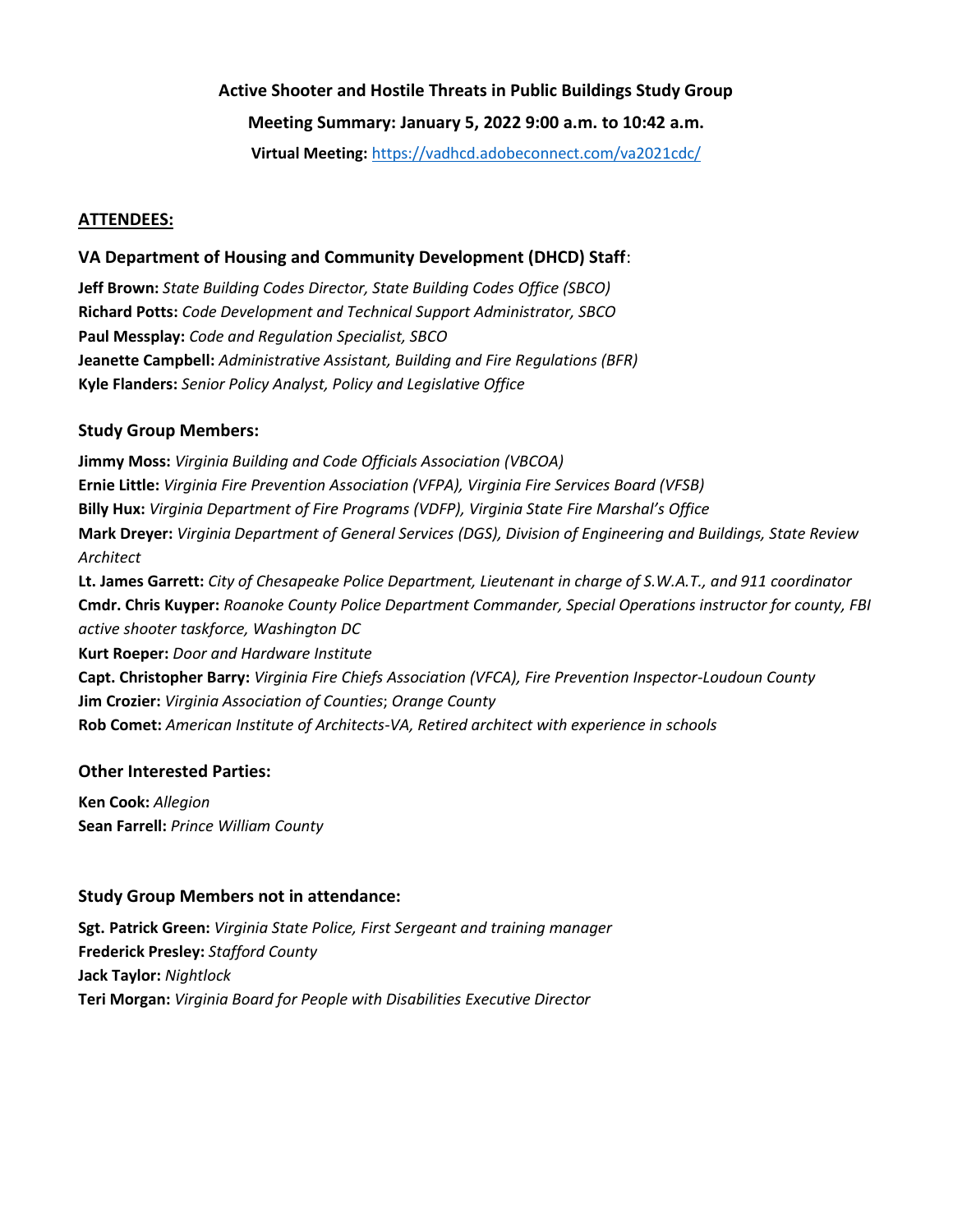**Active Shooter and Hostile Threats in Public Buildings Study Group**

**Meeting Summary: January 5, 2022 9:00 a.m. to 10:42 a.m.**

**Virtual Meeting:** https://vadhcd.adobeconnect.com/va2021cdc/

## ATTENDEES:

### VA Department of Housing and Community Development (DHCD) Staff:

**Jeff Brown:** *State Building Codes Director, State Building Codes Office (SBCO)*
**Richard Potts:** *Code Development and Technical Support Administrator, SBCO*
**Paul Messplay:** *Code and Regulation Specialist, SBCO*
**Jeanette Campbell:** *Administrative Assistant, Building and Fire Regulations (BFR)*
**Kyle Flanders:** *Senior Policy Analyst, Policy and Legislative Office*

### Study Group Members:

**Jimmy Moss:** *Virginia Building and Code Officials Association (VBCOA)*
**Ernie Little:** *Virginia Fire Prevention Association (VFPA), Virginia Fire Services Board (VFSB)*
**Billy Hux:** *Virginia Department of Fire Programs (VDFP), Virginia State Fire Marshal's Office*
**Mark Dreyer:** *Virginia Department of General Services (DGS), Division of Engineering and Buildings, State Review Architect*
**Lt. James Garrett:** *City of Chesapeake Police Department, Lieutenant in charge of S.W.A.T., and 911 coordinator*
**Cmdr. Chris Kuyper:** *Roanoke County Police Department Commander, Special Operations instructor for county, FBI active shooter taskforce, Washington DC*
**Kurt Roeper:** *Door and Hardware Institute*
**Capt. Christopher Barry:** *Virginia Fire Chiefs Association (VFCA), Fire Prevention Inspector-Loudoun County*
**Jim Crozier:** *Virginia Association of Counties*; *Orange County*
**Rob Comet:** *American Institute of Architects-VA, Retired architect with experience in schools*

### Other Interested Parties:

**Ken Cook:** *Allegion*
**Sean Farrell:** *Prince William County*

### Study Group Members not in attendance:

**Sgt. Patrick Green:** *Virginia State Police, First Sergeant and training manager*
**Frederick Presley:** *Stafford County*
**Jack Taylor:** *Nightlock*
**Teri Morgan:** *Virginia Board for People with Disabilities Executive Director*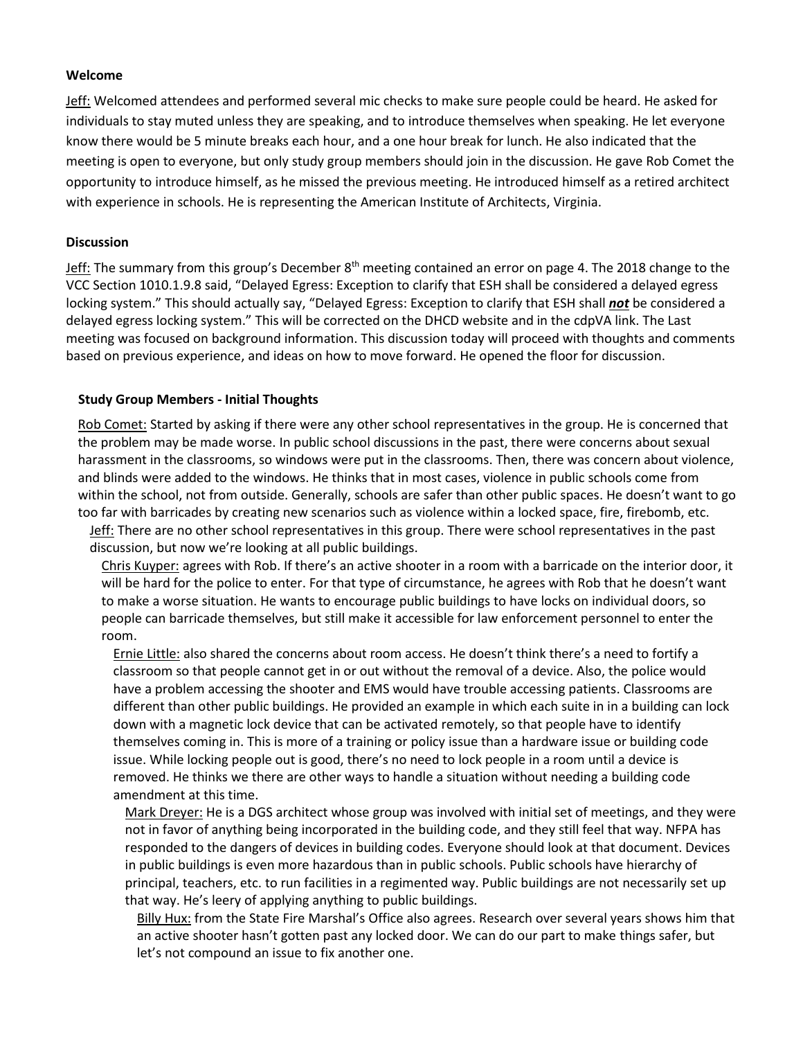**Welcome**

Jeff: Welcomed attendees and performed several mic checks to make sure people could be heard. He asked for individuals to stay muted unless they are speaking, and to introduce themselves when speaking. He let everyone know there would be 5 minute breaks each hour, and a one hour break for lunch. He also indicated that the meeting is open to everyone, but only study group members should join in the discussion. He gave Rob Comet the opportunity to introduce himself, as he missed the previous meeting. He introduced himself as a retired architect with experience in schools. He is representing the American Institute of Architects, Virginia.

**Discussion**

Jeff: The summary from this group's December 8th meeting contained an error on page 4. The 2018 change to the VCC Section 1010.1.9.8 said, "Delayed Egress: Exception to clarify that ESH shall be considered a delayed egress locking system." This should actually say, "Delayed Egress: Exception to clarify that ESH shall ***not*** be considered a delayed egress locking system." This will be corrected on the DHCD website and in the cdpVA link. The Last meeting was focused on background information. This discussion today will proceed with thoughts and comments based on previous experience, and ideas on how to move forward. He opened the floor for discussion.

**Study Group Members - Initial Thoughts**

Rob Comet: Started by asking if there were any other school representatives in the group. He is concerned that the problem may be made worse. In public school discussions in the past, there were concerns about sexual harassment in the classrooms, so windows were put in the classrooms. Then, there was concern about violence, and blinds were added to the windows. He thinks that in most cases, violence in public schools come from within the school, not from outside. Generally, schools are safer than other public spaces. He doesn't want to go too far with barricades by creating new scenarios such as violence within a locked space, fire, firebomb, etc.

Jeff: There are no other school representatives in this group. There were school representatives in the past discussion, but now we're looking at all public buildings.

Chris Kuyper: agrees with Rob. If there's an active shooter in a room with a barricade on the interior door, it will be hard for the police to enter. For that type of circumstance, he agrees with Rob that he doesn't want to make a worse situation. He wants to encourage public buildings to have locks on individual doors, so people can barricade themselves, but still make it accessible for law enforcement personnel to enter the room.

Ernie Little: also shared the concerns about room access. He doesn't think there's a need to fortify a classroom so that people cannot get in or out without the removal of a device. Also, the police would have a problem accessing the shooter and EMS would have trouble accessing patients. Classrooms are different than other public buildings. He provided an example in which each suite in in a building can lock down with a magnetic lock device that can be activated remotely, so that people have to identify themselves coming in. This is more of a training or policy issue than a hardware issue or building code issue. While locking people out is good, there's no need to lock people in a room until a device is removed. He thinks we there are other ways to handle a situation without needing a building code amendment at this time.

Mark Dreyer: He is a DGS architect whose group was involved with initial set of meetings, and they were not in favor of anything being incorporated in the building code, and they still feel that way. NFPA has responded to the dangers of devices in building codes. Everyone should look at that document. Devices in public buildings is even more hazardous than in public schools. Public schools have hierarchy of principal, teachers, etc. to run facilities in a regimented way. Public buildings are not necessarily set up that way. He's leery of applying anything to public buildings.

Billy Hux: from the State Fire Marshal's Office also agrees. Research over several years shows him that an active shooter hasn't gotten past any locked door. We can do our part to make things safer, but let's not compound an issue to fix another one.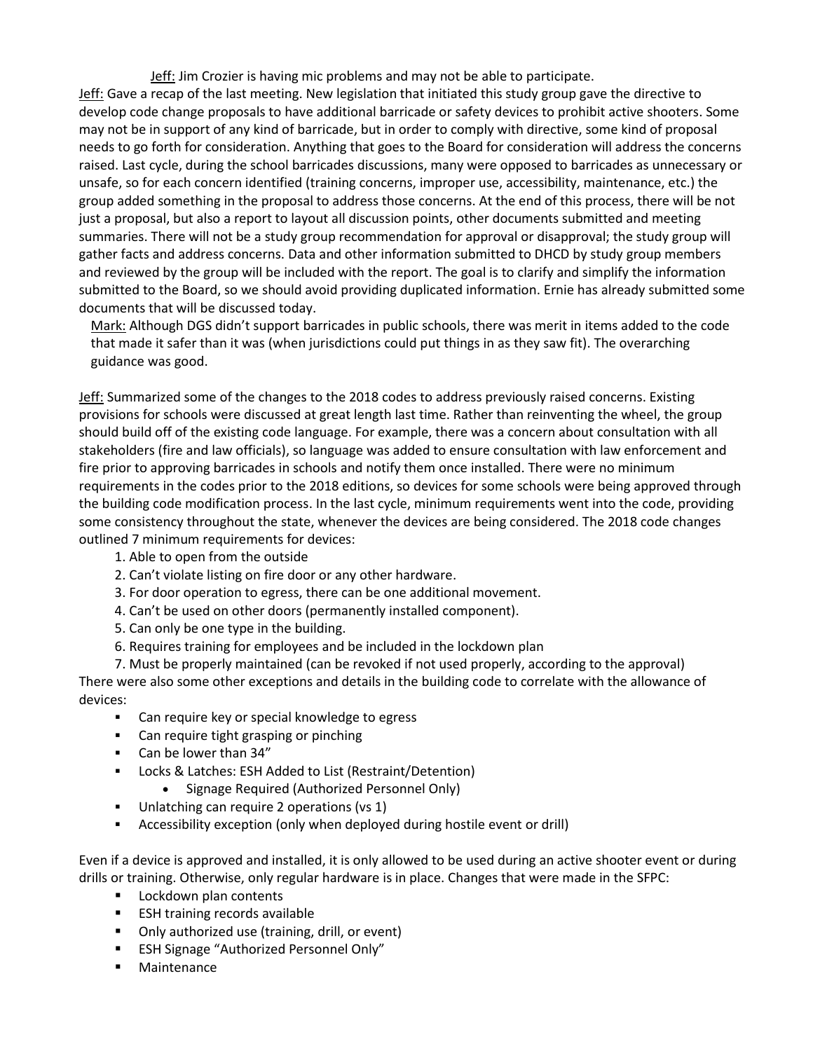<u>Jeff:</u> Jim Crozier is having mic problems and may not be able to participate.

<u>Jeff:</u> Gave a recap of the last meeting. New legislation that initiated this study group gave the directive to develop code change proposals to have additional barricade or safety devices to prohibit active shooters. Some may not be in support of any kind of barricade, but in order to comply with directive, some kind of proposal needs to go forth for consideration. Anything that goes to the Board for consideration will address the concerns raised. Last cycle, during the school barricades discussions, many were opposed to barricades as unnecessary or unsafe, so for each concern identified (training concerns, improper use, accessibility, maintenance, etc.) the group added something in the proposal to address those concerns. At the end of this process, there will be not just a proposal, but also a report to layout all discussion points, other documents submitted and meeting summaries. There will not be a study group recommendation for approval or disapproval; the study group will gather facts and address concerns. Data and other information submitted to DHCD by study group members and reviewed by the group will be included with the report. The goal is to clarify and simplify the information submitted to the Board, so we should avoid providing duplicated information. Ernie has already submitted some documents that will be discussed today.

<u>Mark:</u> Although DGS didn't support barricades in public schools, there was merit in items added to the code that made it safer than it was (when jurisdictions could put things in as they saw fit). The overarching guidance was good.

<u>Jeff:</u> Summarized some of the changes to the 2018 codes to address previously raised concerns. Existing provisions for schools were discussed at great length last time. Rather than reinventing the wheel, the group should build off of the existing code language. For example, there was a concern about consultation with all stakeholders (fire and law officials), so language was added to ensure consultation with law enforcement and fire prior to approving barricades in schools and notify them once installed. There were no minimum requirements in the codes prior to the 2018 editions, so devices for some schools were being approved through the building code modification process. In the last cycle, minimum requirements went into the code, providing some consistency throughout the state, whenever the devices are being considered. The 2018 code changes outlined 7 minimum requirements for devices:

1. Able to open from the outside
2. Can't violate listing on fire door or any other hardware.
3. For door operation to egress, there can be one additional movement.
4. Can't be used on other doors (permanently installed component).
5. Can only be one type in the building.
6. Requires training for employees and be included in the lockdown plan
7. Must be properly maintained (can be revoked if not used properly, according to the approval)

There were also some other exceptions and details in the building code to correlate with the allowance of devices:

- Can require key or special knowledge to egress
- Can require tight grasping or pinching
- Can be lower than 34"
- Locks & Latches: ESH Added to List (Restraint/Detention)
  - Signage Required (Authorized Personnel Only)
- Unlatching can require 2 operations (vs 1)
- Accessibility exception (only when deployed during hostile event or drill)

Even if a device is approved and installed, it is only allowed to be used during an active shooter event or during drills or training. Otherwise, only regular hardware is in place. Changes that were made in the SFPC:

- Lockdown plan contents
- ESH training records available
- Only authorized use (training, drill, or event)
- ESH Signage "Authorized Personnel Only"
- Maintenance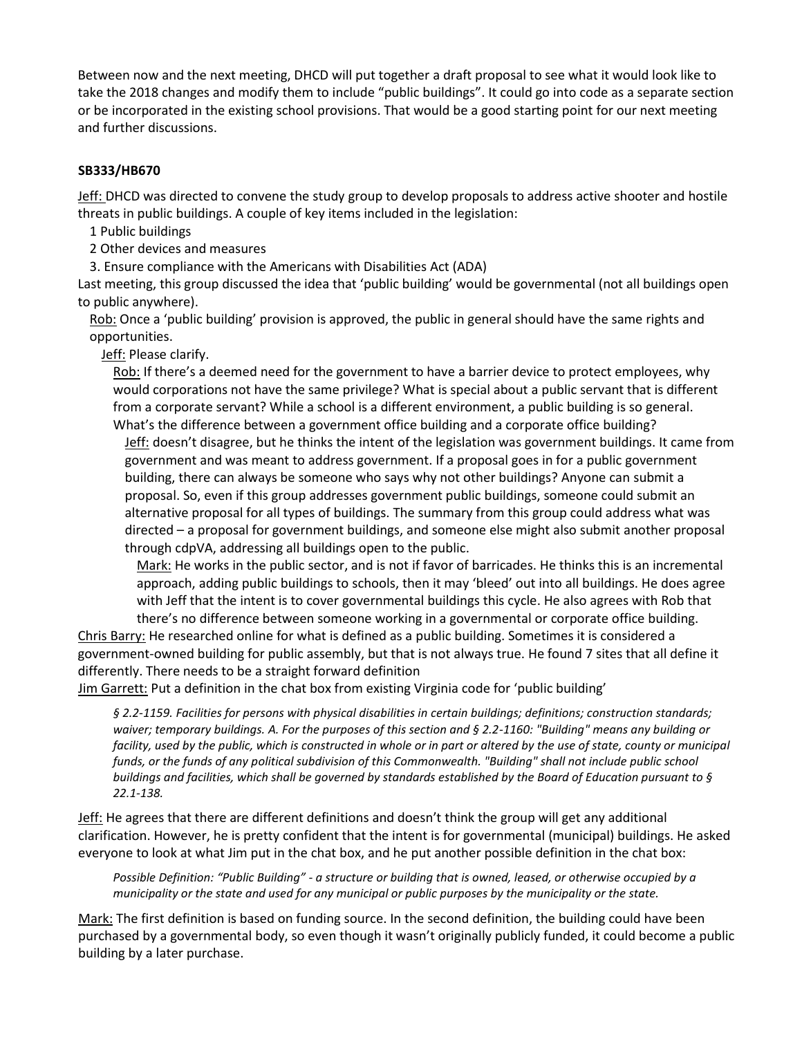Between now and the next meeting, DHCD will put together a draft proposal to see what it would look like to take the 2018 changes and modify them to include "public buildings". It could go into code as a separate section or be incorporated in the existing school provisions. That would be a good starting point for our next meeting and further discussions.

**SB333/HB670**

Jeff: DHCD was directed to convene the study group to develop proposals to address active shooter and hostile threats in public buildings. A couple of key items included in the legislation:

1 Public buildings
2 Other devices and measures
3. Ensure compliance with the Americans with Disabilities Act (ADA)

Last meeting, this group discussed the idea that 'public building' would be governmental (not all buildings open to public anywhere).

Rob: Once a 'public building' provision is approved, the public in general should have the same rights and opportunities.

Jeff: Please clarify.

Rob: If there's a deemed need for the government to have a barrier device to protect employees, why would corporations not have the same privilege? What is special about a public servant that is different from a corporate servant? While a school is a different environment, a public building is so general. What's the difference between a government office building and a corporate office building?

Jeff: doesn't disagree, but he thinks the intent of the legislation was government buildings. It came from government and was meant to address government. If a proposal goes in for a public government building, there can always be someone who says why not other buildings? Anyone can submit a proposal. So, even if this group addresses government public buildings, someone could submit an alternative proposal for all types of buildings. The summary from this group could address what was directed – a proposal for government buildings, and someone else might also submit another proposal through cdpVA, addressing all buildings open to the public.

Mark: He works in the public sector, and is not if favor of barricades. He thinks this is an incremental approach, adding public buildings to schools, then it may 'bleed' out into all buildings. He does agree with Jeff that the intent is to cover governmental buildings this cycle. He also agrees with Rob that there's no difference between someone working in a governmental or corporate office building.

Chris Barry: He researched online for what is defined as a public building. Sometimes it is considered a government-owned building for public assembly, but that is not always true. He found 7 sites that all define it differently. There needs to be a straight forward definition

Jim Garrett: Put a definition in the chat box from existing Virginia code for 'public building'

> *§ 2.2-1159. Facilities for persons with physical disabilities in certain buildings; definitions; construction standards; waiver; temporary buildings. A. For the purposes of this section and § 2.2-1160: "Building" means any building or facility, used by the public, which is constructed in whole or in part or altered by the use of state, county or municipal funds, or the funds of any political subdivision of this Commonwealth. "Building" shall not include public school buildings and facilities, which shall be governed by standards established by the Board of Education pursuant to § 22.1-138.*

Jeff: He agrees that there are different definitions and doesn't think the group will get any additional clarification. However, he is pretty confident that the intent is for governmental (municipal) buildings. He asked everyone to look at what Jim put in the chat box, and he put another possible definition in the chat box:

> *Possible Definition: "Public Building" - a structure or building that is owned, leased, or otherwise occupied by a municipality or the state and used for any municipal or public purposes by the municipality or the state.*

Mark: The first definition is based on funding source. In the second definition, the building could have been purchased by a governmental body, so even though it wasn't originally publicly funded, it could become a public building by a later purchase.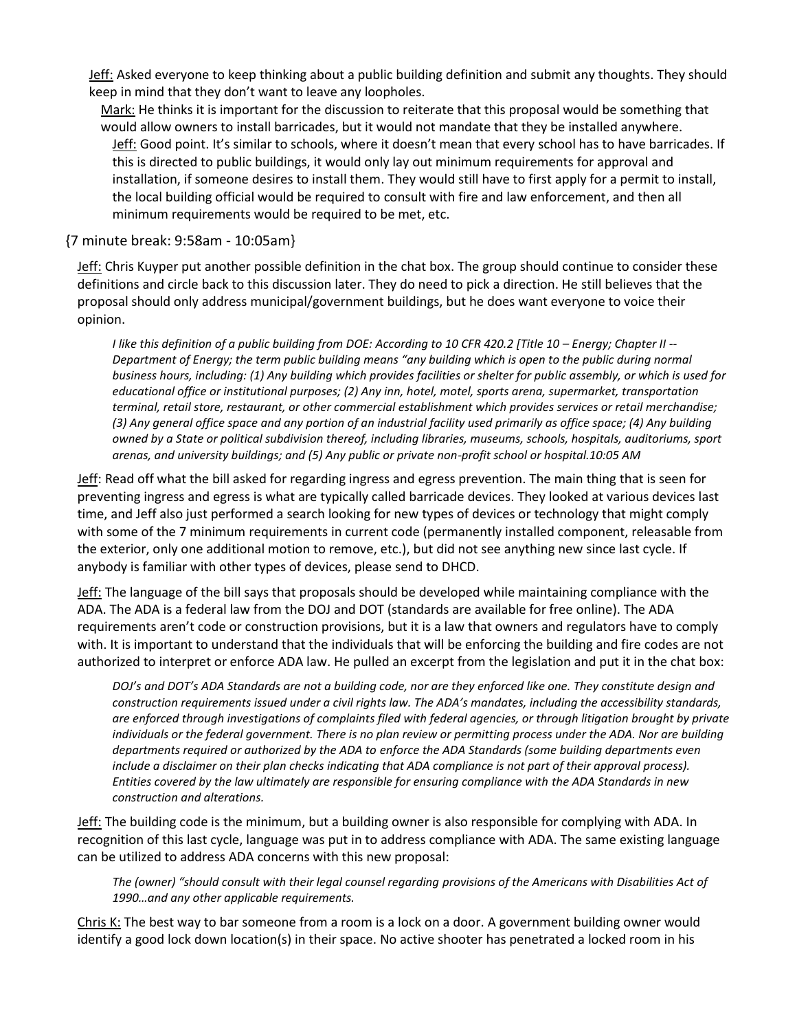Jeff: Asked everyone to keep thinking about a public building definition and submit any thoughts. They should keep in mind that they don't want to leave any loopholes.

Mark: He thinks it is important for the discussion to reiterate that this proposal would be something that would allow owners to install barricades, but it would not mandate that they be installed anywhere.

Jeff: Good point. It's similar to schools, where it doesn't mean that every school has to have barricades. If this is directed to public buildings, it would only lay out minimum requirements for approval and installation, if someone desires to install them. They would still have to first apply for a permit to install, the local building official would be required to consult with fire and law enforcement, and then all minimum requirements would be required to be met, etc.

{7 minute break: 9:58am - 10:05am}

Jeff: Chris Kuyper put another possible definition in the chat box. The group should continue to consider these definitions and circle back to this discussion later. They do need to pick a direction. He still believes that the proposal should only address municipal/government buildings, but he does want everyone to voice their opinion.

*I like this definition of a public building from DOE: According to 10 CFR 420.2 [Title 10 – Energy; Chapter II -- Department of Energy; the term public building means "any building which is open to the public during normal business hours, including: (1) Any building which provides facilities or shelter for public assembly, or which is used for educational office or institutional purposes; (2) Any inn, hotel, motel, sports arena, supermarket, transportation terminal, retail store, restaurant, or other commercial establishment which provides services or retail merchandise; (3) Any general office space and any portion of an industrial facility used primarily as office space; (4) Any building owned by a State or political subdivision thereof, including libraries, museums, schools, hospitals, auditoriums, sport arenas, and university buildings; and (5) Any public or private non-profit school or hospital.10:05 AM*

Jeff: Read off what the bill asked for regarding ingress and egress prevention. The main thing that is seen for preventing ingress and egress is what are typically called barricade devices. They looked at various devices last time, and Jeff also just performed a search looking for new types of devices or technology that might comply with some of the 7 minimum requirements in current code (permanently installed component, releasable from the exterior, only one additional motion to remove, etc.), but did not see anything new since last cycle. If anybody is familiar with other types of devices, please send to DHCD.

Jeff: The language of the bill says that proposals should be developed while maintaining compliance with the ADA. The ADA is a federal law from the DOJ and DOT (standards are available for free online). The ADA requirements aren't code or construction provisions, but it is a law that owners and regulators have to comply with. It is important to understand that the individuals that will be enforcing the building and fire codes are not authorized to interpret or enforce ADA law. He pulled an excerpt from the legislation and put it in the chat box:

*DOJ's and DOT's ADA Standards are not a building code, nor are they enforced like one. They constitute design and construction requirements issued under a civil rights law. The ADA's mandates, including the accessibility standards, are enforced through investigations of complaints filed with federal agencies, or through litigation brought by private individuals or the federal government. There is no plan review or permitting process under the ADA. Nor are building departments required or authorized by the ADA to enforce the ADA Standards (some building departments even include a disclaimer on their plan checks indicating that ADA compliance is not part of their approval process). Entities covered by the law ultimately are responsible for ensuring compliance with the ADA Standards in new construction and alterations.*

Jeff: The building code is the minimum, but a building owner is also responsible for complying with ADA. In recognition of this last cycle, language was put in to address compliance with ADA. The same existing language can be utilized to address ADA concerns with this new proposal:

*The (owner) "should consult with their legal counsel regarding provisions of the Americans with Disabilities Act of 1990…and any other applicable requirements.*

Chris K: The best way to bar someone from a room is a lock on a door. A government building owner would identify a good lock down location(s) in their space. No active shooter has penetrated a locked room in his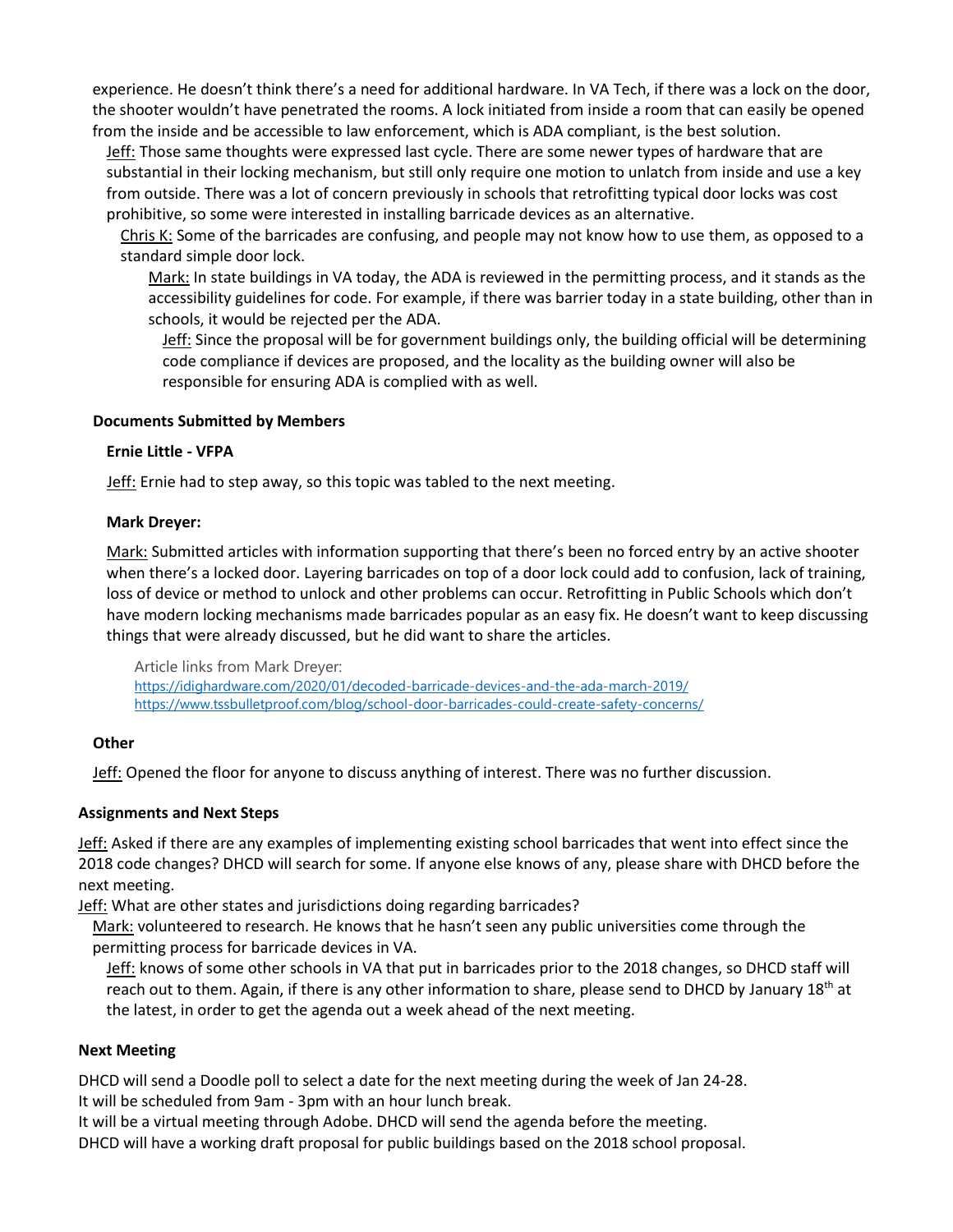experience. He doesn't think there's a need for additional hardware. In VA Tech, if there was a lock on the door, the shooter wouldn't have penetrated the rooms. A lock initiated from inside a room that can easily be opened from the inside and be accessible to law enforcement, which is ADA compliant, is the best solution.

Jeff: Those same thoughts were expressed last cycle. There are some newer types of hardware that are substantial in their locking mechanism, but still only require one motion to unlatch from inside and use a key from outside. There was a lot of concern previously in schools that retrofitting typical door locks was cost prohibitive, so some were interested in installing barricade devices as an alternative.

Chris K: Some of the barricades are confusing, and people may not know how to use them, as opposed to a standard simple door lock.

Mark: In state buildings in VA today, the ADA is reviewed in the permitting process, and it stands as the accessibility guidelines for code. For example, if there was barrier today in a state building, other than in schools, it would be rejected per the ADA.

Jeff: Since the proposal will be for government buildings only, the building official will be determining code compliance if devices are proposed, and the locality as the building owner will also be responsible for ensuring ADA is complied with as well.

### Documents Submitted by Members

#### Ernie Little - VFPA

Jeff: Ernie had to step away, so this topic was tabled to the next meeting.

#### Mark Dreyer:

Mark: Submitted articles with information supporting that there's been no forced entry by an active shooter when there's a locked door. Layering barricades on top of a door lock could add to confusion, lack of training, loss of device or method to unlock and other problems can occur. Retrofitting in Public Schools which don't have modern locking mechanisms made barricades popular as an easy fix. He doesn't want to keep discussing things that were already discussed, but he did want to share the articles.

Article links from Mark Dreyer:
https://idighardware.com/2020/01/decoded-barricade-devices-and-the-ada-march-2019/
https://www.tssbulletproof.com/blog/school-door-barricades-could-create-safety-concerns/

### Other

Jeff: Opened the floor for anyone to discuss anything of interest. There was no further discussion.

## Assignments and Next Steps

Jeff: Asked if there are any examples of implementing existing school barricades that went into effect since the 2018 code changes? DHCD will search for some. If anyone else knows of any, please share with DHCD before the next meeting.

Jeff: What are other states and jurisdictions doing regarding barricades?

Mark: volunteered to research. He knows that he hasn't seen any public universities come through the permitting process for barricade devices in VA.

Jeff: knows of some other schools in VA that put in barricades prior to the 2018 changes, so DHCD staff will reach out to them. Again, if there is any other information to share, please send to DHCD by January 18th at the latest, in order to get the agenda out a week ahead of the next meeting.

## Next Meeting

DHCD will send a Doodle poll to select a date for the next meeting during the week of Jan 24-28.
It will be scheduled from 9am - 3pm with an hour lunch break.
It will be a virtual meeting through Adobe. DHCD will send the agenda before the meeting.
DHCD will have a working draft proposal for public buildings based on the 2018 school proposal.